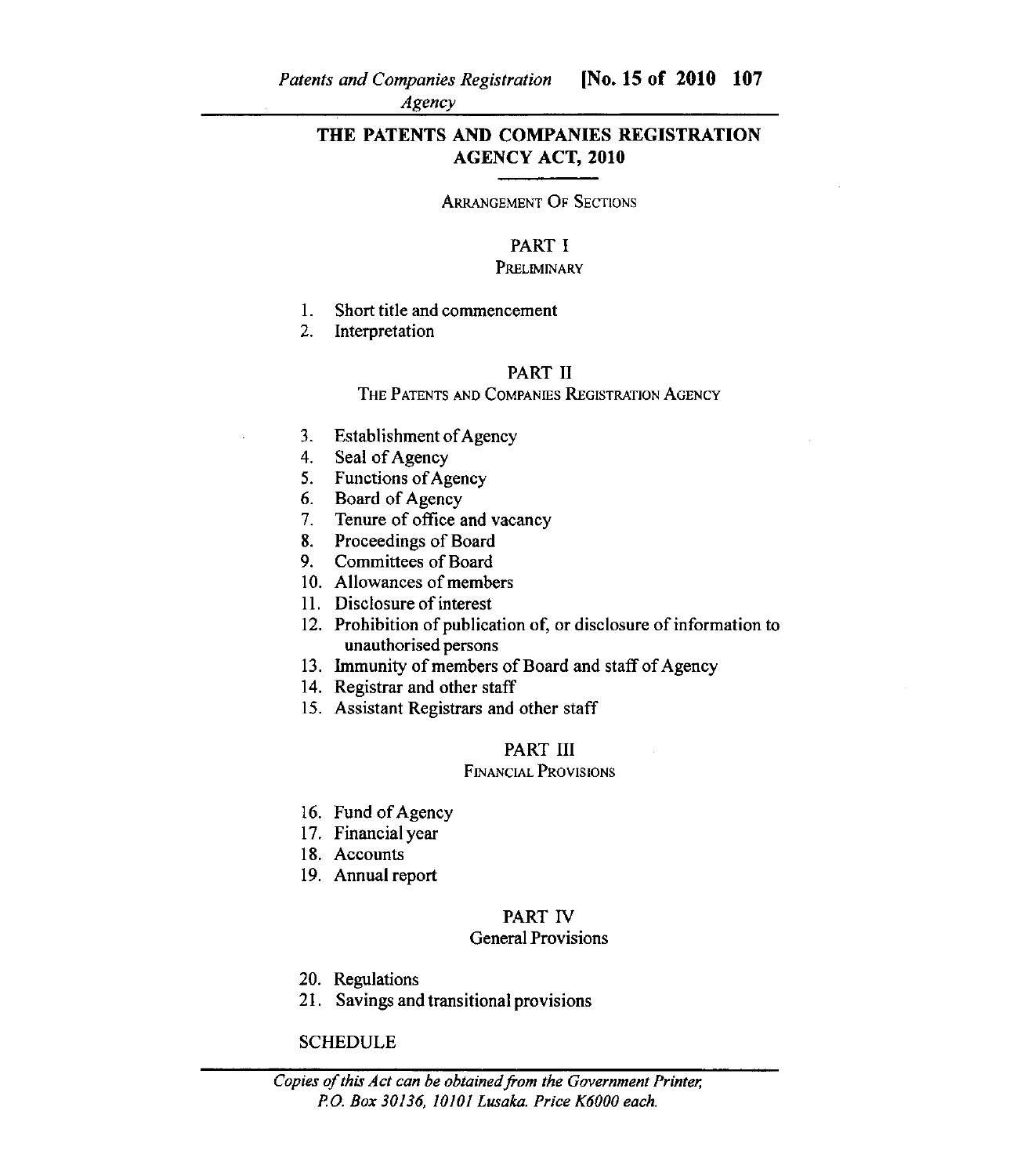# THE PATENTS AND COMPANIES REGISTRATION AGENCY ACT, 2010

ARRANGEMENT OF SECTIONS

## PART I
PRELIMINARY

1. Short title and commencement
2. Interpretation

## PART II
THE PATENTS AND COMPANIES REGISTRATION AGENCY

3. Establishment of Agency
4. Seal of Agency
5. Functions of Agency
6. Board of Agency
7. Tenure of office and vacancy
8. Proceedings of Board
9. Committees of Board
10. Allowances of members
11. Disclosure of interest
12. Prohibition of publication of, or disclosure of information to unauthorised persons
13. Immunity of members of Board and staff of Agency
14. Registrar and other staff
15. Assistant Registrars and other staff

## PART III
FINANCIAL PROVISIONS

16. Fund of Agency
17. Financial year
18. Accounts
19. Annual report

## PART IV
General Provisions

20. Regulations
21. Savings and transitional provisions

SCHEDULE

*Copies of this Act can be obtained from the Government Printer, P.O. Box 30136, 10101 Lusaka. Price K6000 each.*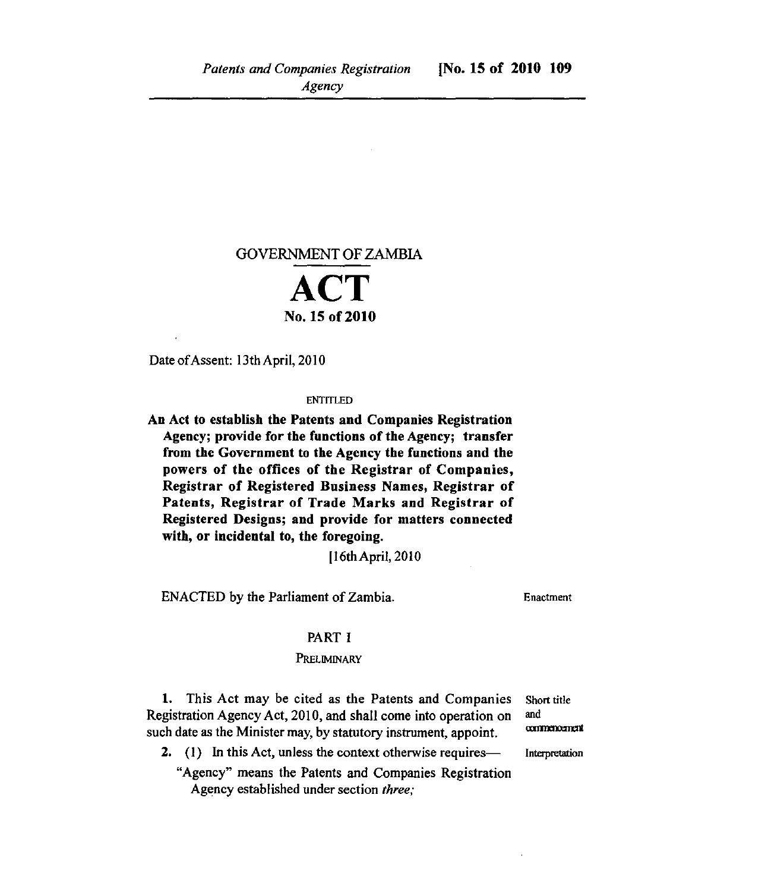GOVERNMENT OF ZAMBIA

# ACT

**No. 15 of 2010**

Date of Assent: 13th April, 2010

ENTITLED

**An Act to establish the Patents and Companies Registration Agency; provide for the functions of the Agency; transfer from the Government to the Agency the functions and the powers of the offices of the Registrar of Companies, Registrar of Registered Business Names, Registrar of Patents, Registrar of Trade Marks and Registrar of Registered Designs; and provide for matters connected with, or incidental to, the foregoing.**

[16th April, 2010

ENACTED by the Parliament of Zambia. — Enactment

## PART I

### PRELIMINARY

*Short title and commencement*

**1.** This Act may be cited as the Patents and Companies Registration Agency Act, 2010, and shall come into operation on such date as the Minister may, by statutory instrument, appoint.

*Interpretation*

**2.** (1) In this Act, unless the context otherwise requires—

"Agency" means the Patents and Companies Registration Agency established under section *three;*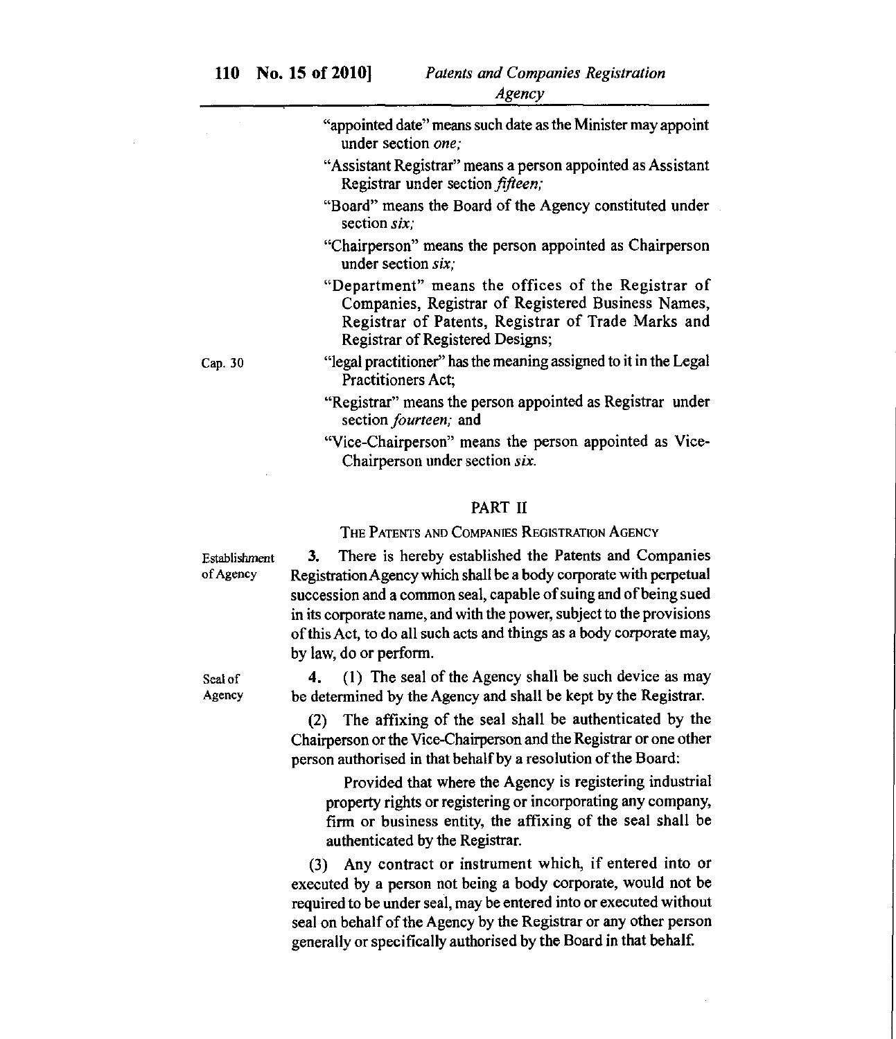"appointed date" means such date as the Minister may appoint under section *one;*

"Assistant Registrar" means a person appointed as Assistant Registrar under section *fifteen;*

"Board" means the Board of the Agency constituted under section *six;*

"Chairperson" means the person appointed as Chairperson under section *six;*

"Department" means the offices of the Registrar of Companies, Registrar of Registered Business Names, Registrar of Patents, Registrar of Trade Marks and Registrar of Registered Designs;

Cap. 30

"legal practitioner" has the meaning assigned to it in the Legal Practitioners Act;

"Registrar" means the person appointed as Registrar under section *fourteen;* and

"Vice-Chairperson" means the person appointed as Vice-Chairperson under section *six.*

## PART II

### THE PATENTS AND COMPANIES REGISTRATION AGENCY

Establishment of Agency

**3.** There is hereby established the Patents and Companies Registration Agency which shall be a body corporate with perpetual succession and a common seal, capable of suing and of being sued in its corporate name, and with the power, subject to the provisions of this Act, to do all such acts and things as a body corporate may, by law, do or perform.

Seal of Agency

**4.** (1) The seal of the Agency shall be such device as may be determined by the Agency and shall be kept by the Registrar.

(2) The affixing of the seal shall be authenticated by the Chairperson or the Vice-Chairperson and the Registrar or one other person authorised in that behalf by a resolution of the Board:

> Provided that where the Agency is registering industrial property rights or registering or incorporating any company, firm or business entity, the affixing of the seal shall be authenticated by the Registrar.

(3) Any contract or instrument which, if entered into or executed by a person not being a body corporate, would not be required to be under seal, may be entered into or executed without seal on behalf of the Agency by the Registrar or any other person generally or specifically authorised by the Board in that behalf.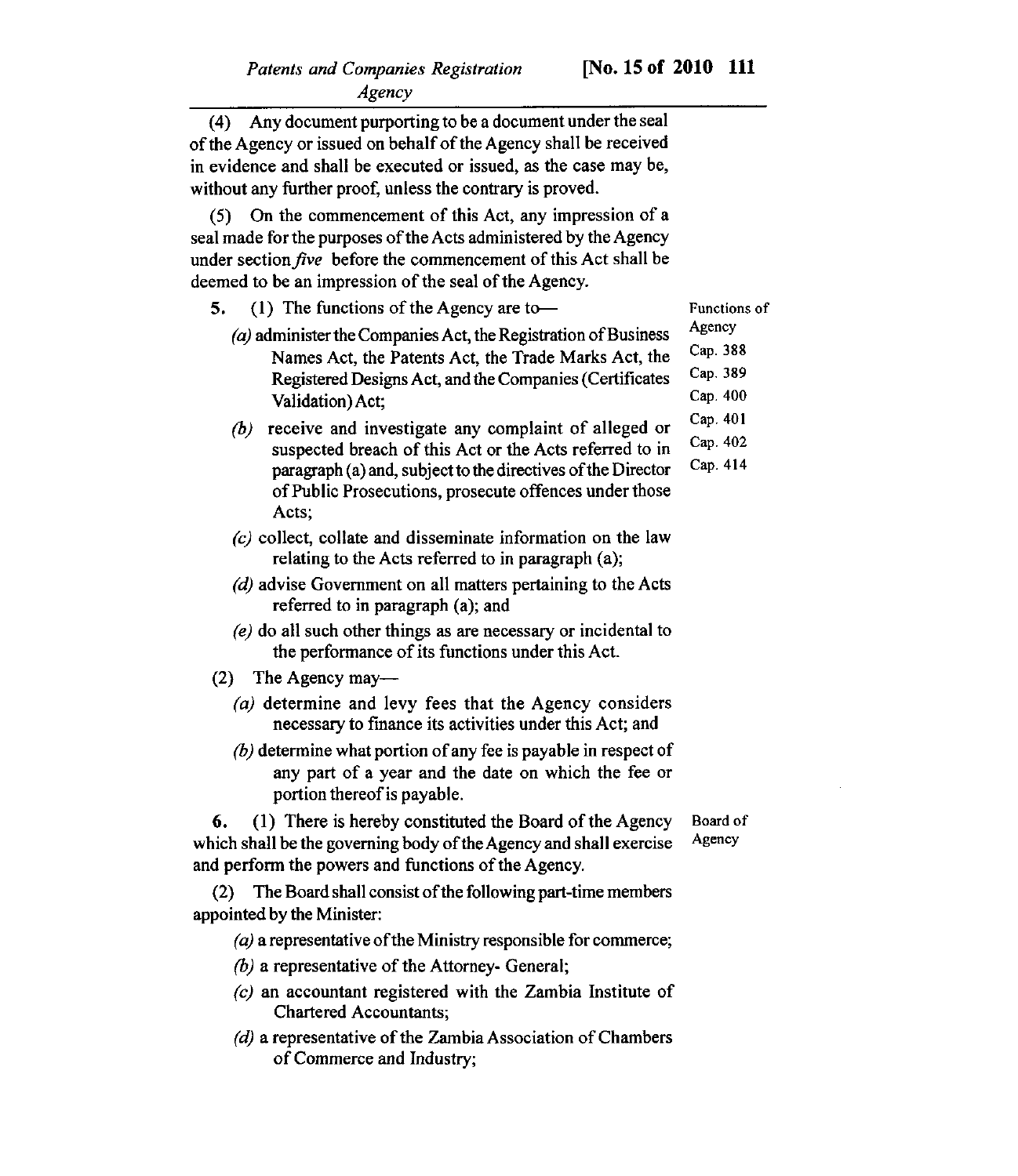(4) Any document purporting to be a document under the seal of the Agency or issued on behalf of the Agency shall be received in evidence and shall be executed or issued, as the case may be, without any further proof, unless the contrary is proved.

(5) On the commencement of this Act, any impression of a seal made for the purposes of the Acts administered by the Agency under section *five* before the commencement of this Act shall be deemed to be an impression of the seal of the Agency.

Functions of Agency
Cap. 388
Cap. 389
Cap. 400
Cap. 401
Cap. 402
Cap. 414

**5.** (1) The functions of the Agency are to—

*(a)* administer the Companies Act, the Registration of Business Names Act, the Patents Act, the Trade Marks Act, the Registered Designs Act, and the Companies (Certificates Validation) Act;

*(b)* receive and investigate any complaint of alleged or suspected breach of this Act or the Acts referred to in paragraph (a) and, subject to the directives of the Director of Public Prosecutions, prosecute offences under those Acts;

*(c)* collect, collate and disseminate information on the law relating to the Acts referred to in paragraph (a);

*(d)* advise Government on all matters pertaining to the Acts referred to in paragraph (a); and

*(e)* do all such other things as are necessary or incidental to the performance of its functions under this Act.

(2) The Agency may—

*(a)* determine and levy fees that the Agency considers necessary to finance its activities under this Act; and

*(b)* determine what portion of any fee is payable in respect of any part of a year and the date on which the fee or portion thereof is payable.

Board of Agency

**6.** (1) There is hereby constituted the Board of the Agency which shall be the governing body of the Agency and shall exercise and perform the powers and functions of the Agency.

(2) The Board shall consist of the following part-time members appointed by the Minister:

*(a)* a representative of the Ministry responsible for commerce;

*(b)* a representative of the Attorney- General;

*(c)* an accountant registered with the Zambia Institute of Chartered Accountants;

*(d)* a representative of the Zambia Association of Chambers of Commerce and Industry;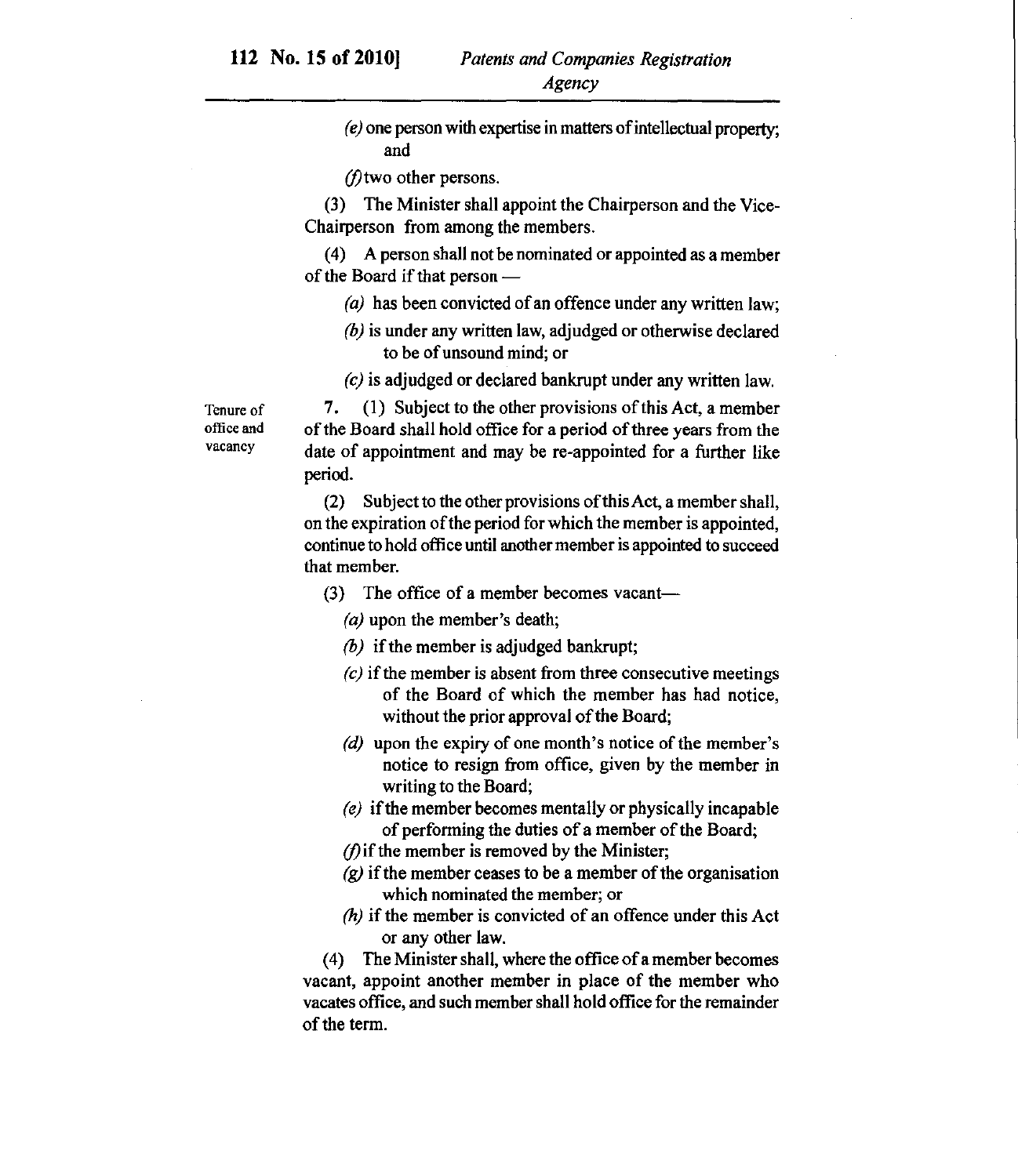(e) one person with expertise in matters of intellectual property; and

(f) two other persons.

(3) The Minister shall appoint the Chairperson and the Vice-Chairperson from among the members.

(4) A person shall not be nominated or appointed as a member of the Board if that person —

(a) has been convicted of an offence under any written law;

(b) is under any written law, adjudged or otherwise declared to be of unsound mind; or

(c) is adjudged or declared bankrupt under any written law.

**Tenure of office and vacancy**

7. (1) Subject to the other provisions of this Act, a member of the Board shall hold office for a period of three years from the date of appointment and may be re-appointed for a further like period.

(2) Subject to the other provisions of this Act, a member shall, on the expiration of the period for which the member is appointed, continue to hold office until another member is appointed to succeed that member.

(3) The office of a member becomes vacant—

(a) upon the member's death;

(b) if the member is adjudged bankrupt;

(c) if the member is absent from three consecutive meetings of the Board of which the member has had notice, without the prior approval of the Board;

(d) upon the expiry of one month's notice of the member's notice to resign from office, given by the member in writing to the Board;

(e) if the member becomes mentally or physically incapable of performing the duties of a member of the Board;

(f) if the member is removed by the Minister;

(g) if the member ceases to be a member of the organisation which nominated the member; or

(h) if the member is convicted of an offence under this Act or any other law.

(4) The Minister shall, where the office of a member becomes vacant, appoint another member in place of the member who vacates office, and such member shall hold office for the remainder of the term.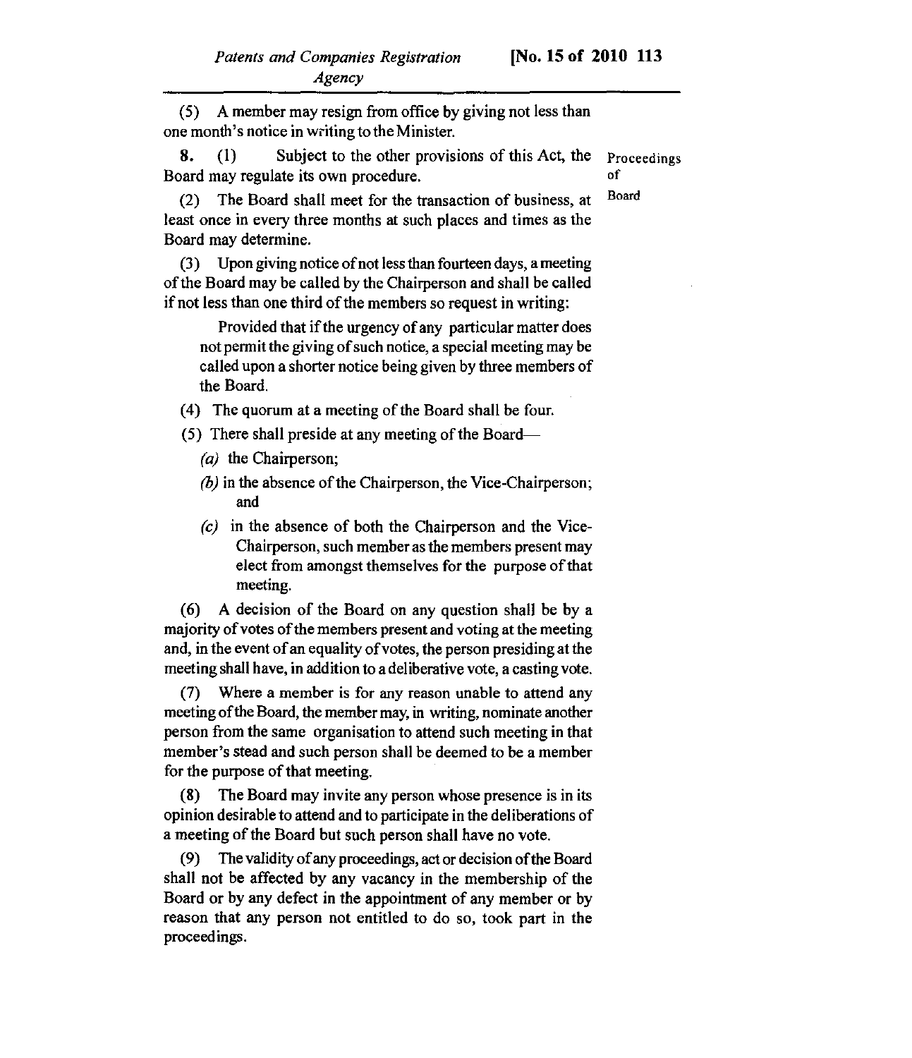(5) A member may resign from office by giving not less than one month's notice in writing to the Minister.

**8.** (1) Subject to the other provisions of this Act, the Board may regulate its own procedure.

Proceedings of Board

(2) The Board shall meet for the transaction of business, at least once in every three months at such places and times as the Board may determine.

(3) Upon giving notice of not less than fourteen days, a meeting of the Board may be called by the Chairperson and shall be called if not less than one third of the members so request in writing:

Provided that if the urgency of any particular matter does not permit the giving of such notice, a special meeting may be called upon a shorter notice being given by three members of the Board.

(4) The quorum at a meeting of the Board shall be four.

(5) There shall preside at any meeting of the Board—

*(a)* the Chairperson;

*(b)* in the absence of the Chairperson, the Vice-Chairperson; and

*(c)* in the absence of both the Chairperson and the Vice-Chairperson, such member as the members present may elect from amongst themselves for the purpose of that meeting.

(6) A decision of the Board on any question shall be by a majority of votes of the members present and voting at the meeting and, in the event of an equality of votes, the person presiding at the meeting shall have, in addition to a deliberative vote, a casting vote.

(7) Where a member is for any reason unable to attend any meeting of the Board, the member may, in writing, nominate another person from the same organisation to attend such meeting in that member's stead and such person shall be deemed to be a member for the purpose of that meeting.

(8) The Board may invite any person whose presence is in its opinion desirable to attend and to participate in the deliberations of a meeting of the Board but such person shall have no vote.

(9) The validity of any proceedings, act or decision of the Board shall not be affected by any vacancy in the membership of the Board or by any defect in the appointment of any member or by reason that any person not entitled to do so, took part in the proceedings.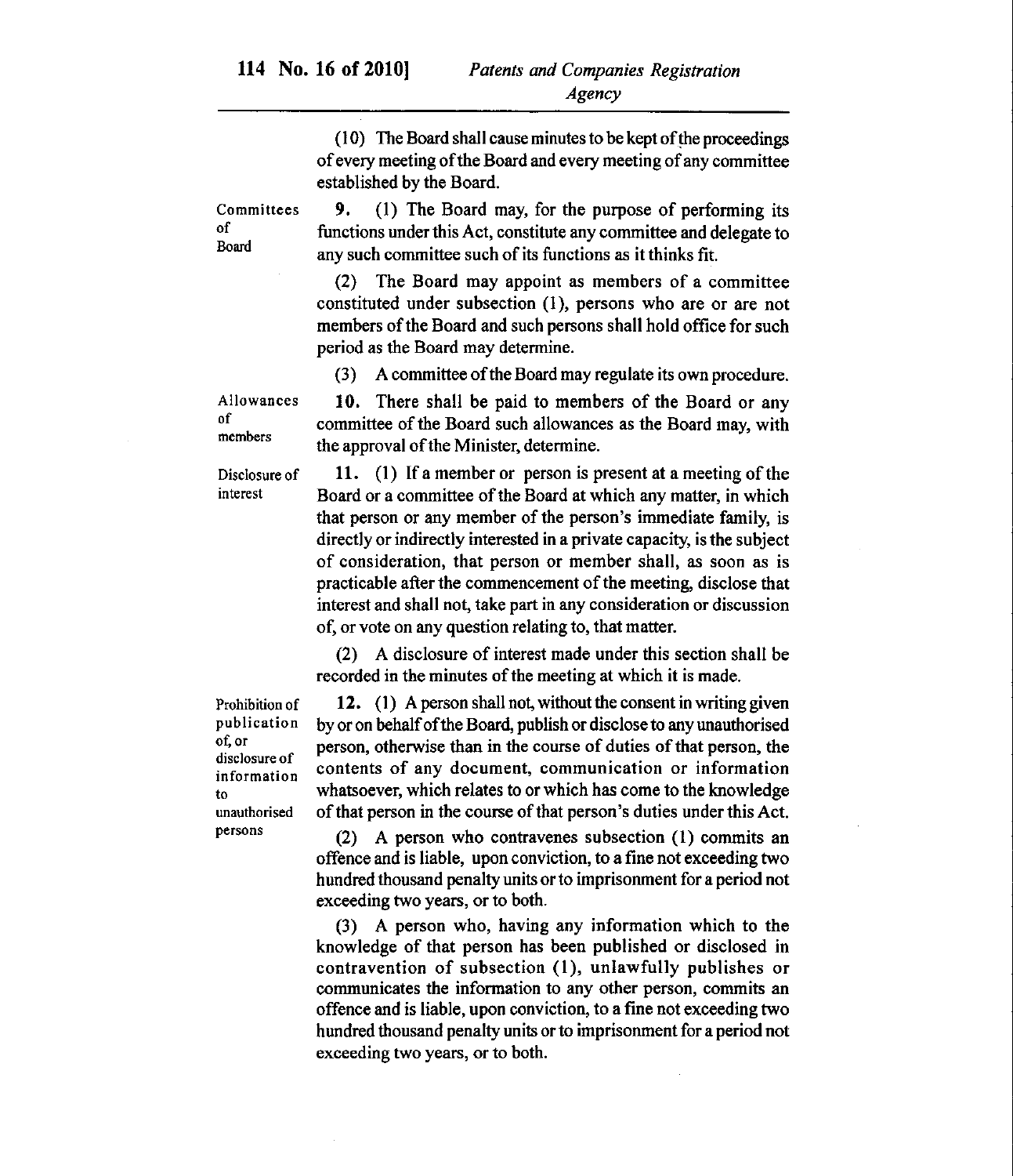(10) The Board shall cause minutes to be kept of the proceedings of every meeting of the Board and every meeting of any committee established by the Board.

**Committees of Board**

**9.** (1) The Board may, for the purpose of performing its functions under this Act, constitute any committee and delegate to any such committee such of its functions as it thinks fit.

(2) The Board may appoint as members of a committee constituted under subsection (1), persons who are or are not members of the Board and such persons shall hold office for such period as the Board may determine.

(3) A committee of the Board may regulate its own procedure.

**Allowances of members**

**10.** There shall be paid to members of the Board or any committee of the Board such allowances as the Board may, with the approval of the Minister, determine.

**Disclosure of interest**

**11.** (1) If a member or person is present at a meeting of the Board or a committee of the Board at which any matter, in which that person or any member of the person's immediate family, is directly or indirectly interested in a private capacity, is the subject of consideration, that person or member shall, as soon as is practicable after the commencement of the meeting, disclose that interest and shall not, take part in any consideration or discussion of, or vote on any question relating to, that matter.

(2) A disclosure of interest made under this section shall be recorded in the minutes of the meeting at which it is made.

**Prohibition of publication of, or disclosure of information to unauthorised persons**

**12.** (1) A person shall not, without the consent in writing given by or on behalf of the Board, publish or disclose to any unauthorised person, otherwise than in the course of duties of that person, the contents of any document, communication or information whatsoever, which relates to or which has come to the knowledge of that person in the course of that person's duties under this Act.

(2) A person who contravenes subsection (1) commits an offence and is liable, upon conviction, to a fine not exceeding two hundred thousand penalty units or to imprisonment for a period not exceeding two years, or to both.

(3) A person who, having any information which to the knowledge of that person has been published or disclosed in contravention of subsection (1), unlawfully publishes or communicates the information to any other person, commits an offence and is liable, upon conviction, to a fine not exceeding two hundred thousand penalty units or to imprisonment for a period not exceeding two years, or to both.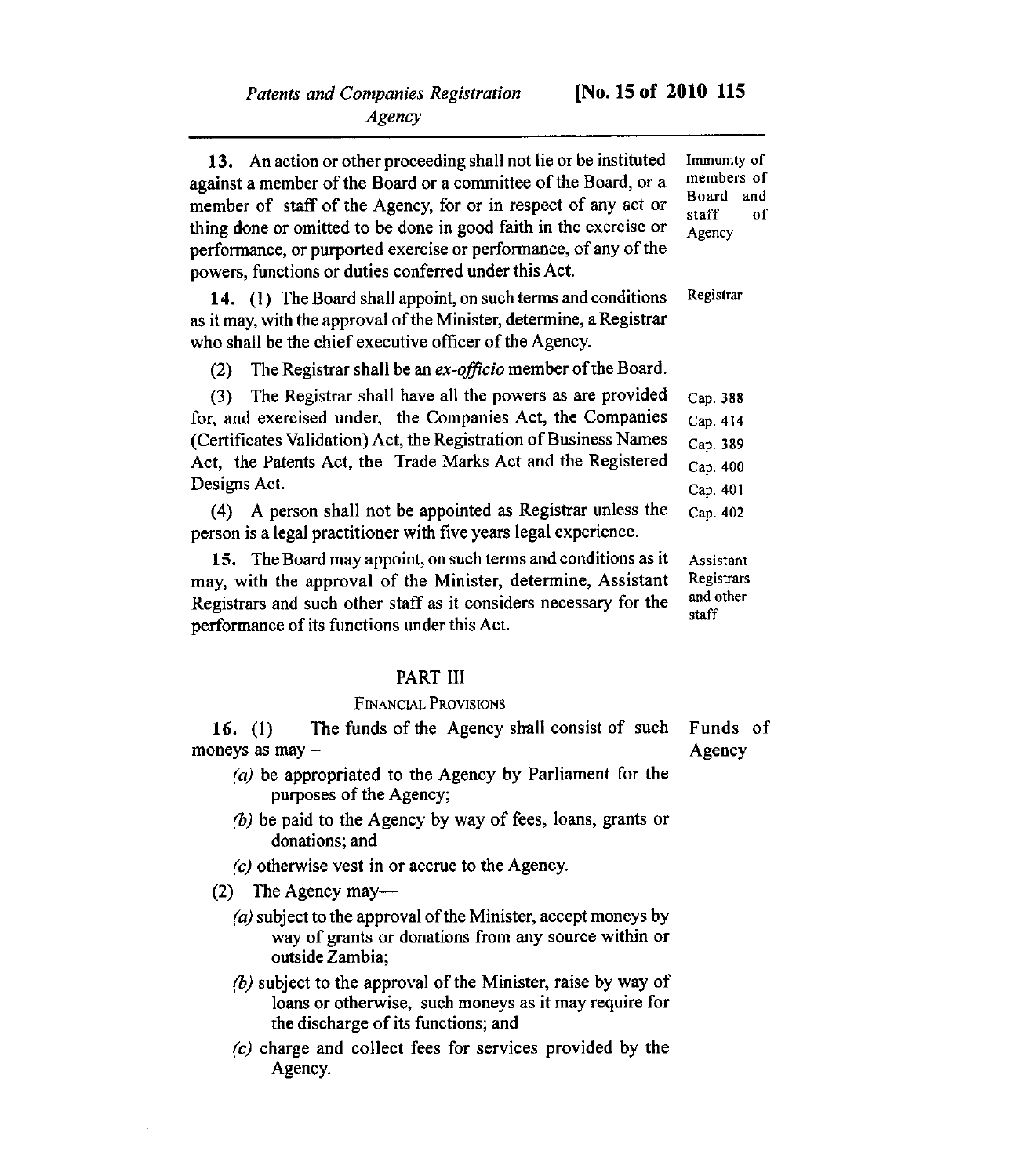**13.** An action or other proceeding shall not lie or be instituted against a member of the Board or a committee of the Board, or a member of staff of the Agency, for or in respect of any act or thing done or omitted to be done in good faith in the exercise or performance, or purported exercise or performance, of any of the powers, functions or duties conferred under this Act.

Immunity of members of Board and staff of Agency

**14.** (1) The Board shall appoint, on such terms and conditions as it may, with the approval of the Minister, determine, a Registrar who shall be the chief executive officer of the Agency.

Registrar

(2) The Registrar shall be an *ex-officio* member of the Board.

(3) The Registrar shall have all the powers as are provided for, and exercised under, the Companies Act, the Companies (Certificates Validation) Act, the Registration of Business Names Act, the Patents Act, the Trade Marks Act and the Registered Designs Act.

Cap. 388
Cap. 414
Cap. 389
Cap. 400
Cap. 401
Cap. 402

(4) A person shall not be appointed as Registrar unless the person is a legal practitioner with five years legal experience.

**15.** The Board may appoint, on such terms and conditions as it may, with the approval of the Minister, determine, Assistant Registrars and such other staff as it considers necessary for the performance of its functions under this Act.

Assistant Registrars and other staff

## PART III

### FINANCIAL PROVISIONS

**16.** (1) The funds of the Agency shall consist of such moneys as may –

Funds of Agency

*(a)* be appropriated to the Agency by Parliament for the purposes of the Agency;

*(b)* be paid to the Agency by way of fees, loans, grants or donations; and

*(c)* otherwise vest in or accrue to the Agency.

(2) The Agency may—

*(a)* subject to the approval of the Minister, accept moneys by way of grants or donations from any source within or outside Zambia;

*(b)* subject to the approval of the Minister, raise by way of loans or otherwise, such moneys as it may require for the discharge of its functions; and

*(c)* charge and collect fees for services provided by the Agency.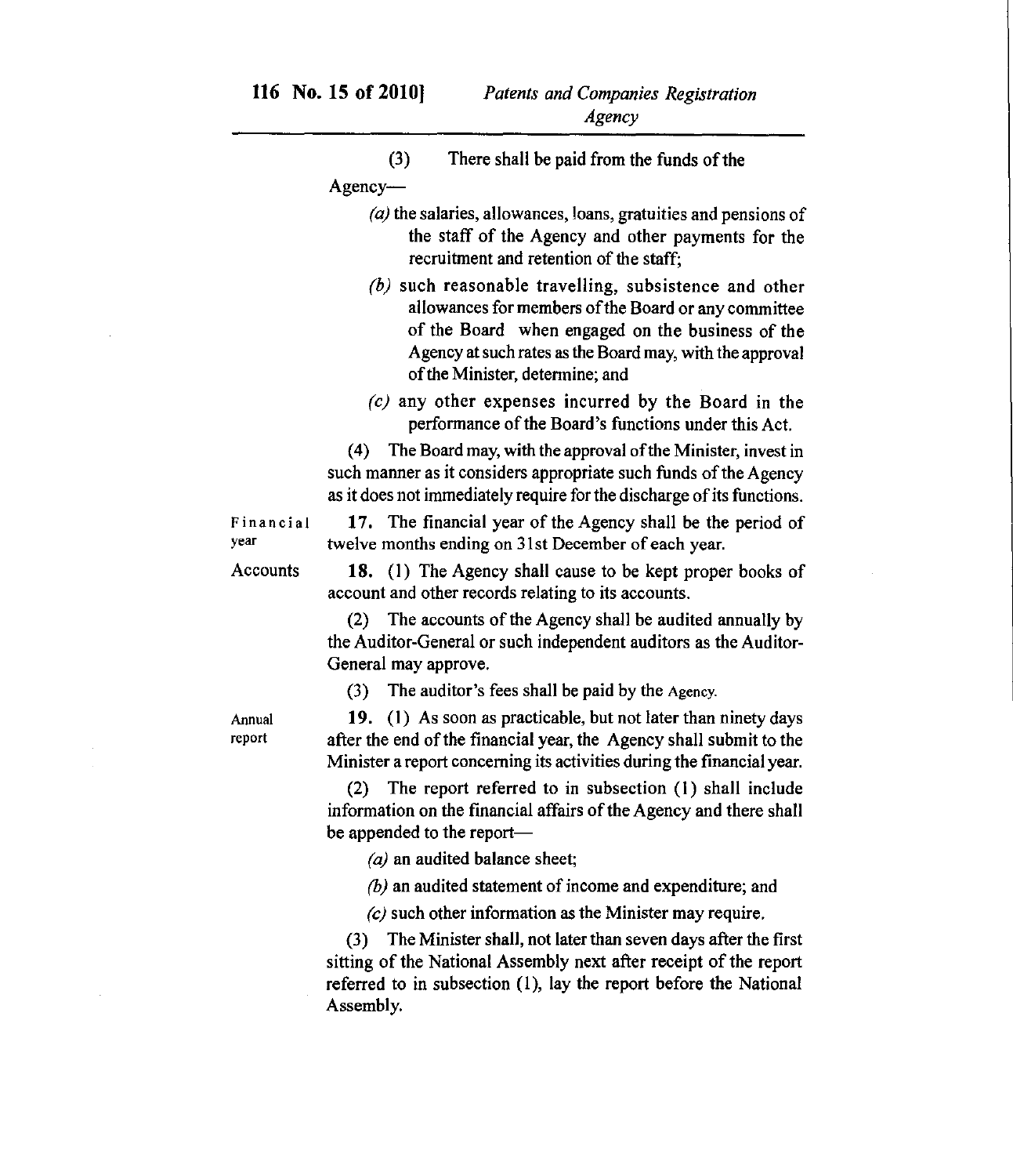(3) There shall be paid from the funds of the Agency—

*(a)* the salaries, allowances, loans, gratuities and pensions of the staff of the Agency and other payments for the recruitment and retention of the staff;

*(b)* such reasonable travelling, subsistence and other allowances for members of the Board or any committee of the Board when engaged on the business of the Agency at such rates as the Board may, with the approval of the Minister, determine; and

*(c)* any other expenses incurred by the Board in the performance of the Board's functions under this Act.

(4) The Board may, with the approval of the Minister, invest in such manner as it considers appropriate such funds of the Agency as it does not immediately require for the discharge of its functions.

Financial year

**17.** The financial year of the Agency shall be the period of twelve months ending on 31st December of each year.

Accounts

**18.** (1) The Agency shall cause to be kept proper books of account and other records relating to its accounts.

(2) The accounts of the Agency shall be audited annually by the Auditor-General or such independent auditors as the Auditor-General may approve.

(3) The auditor's fees shall be paid by the Agency.

Annual report

**19.** (1) As soon as practicable, but not later than ninety days after the end of the financial year, the Agency shall submit to the Minister a report concerning its activities during the financial year.

(2) The report referred to in subsection (1) shall include information on the financial affairs of the Agency and there shall be appended to the report—

*(a)* an audited balance sheet;

*(b)* an audited statement of income and expenditure; and

*(c)* such other information as the Minister may require.

(3) The Minister shall, not later than seven days after the first sitting of the National Assembly next after receipt of the report referred to in subsection (1), lay the report before the National Assembly.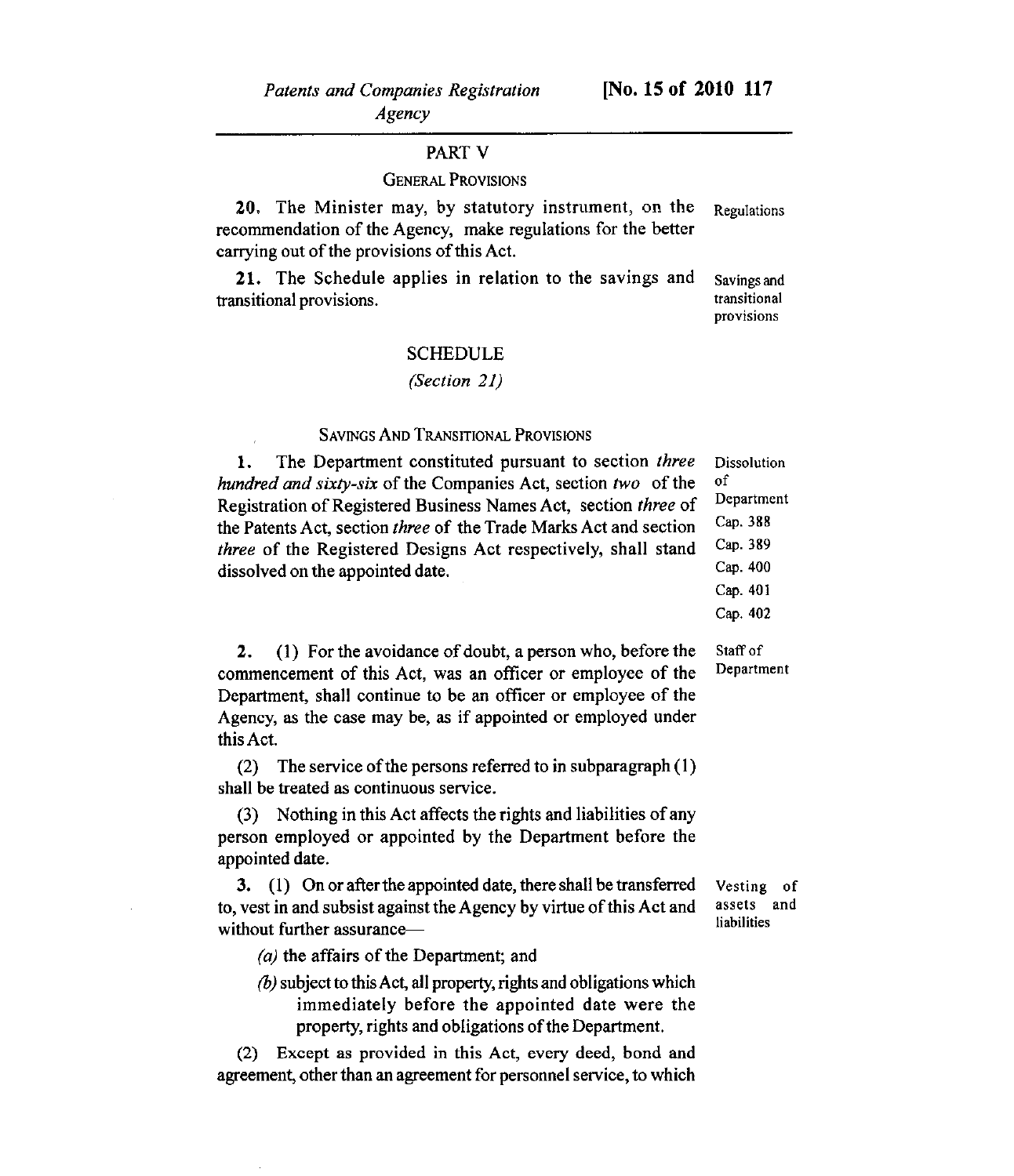## PART V

### General Provisions

**20.** The Minister may, by statutory instrument, on the recommendation of the Agency, make regulations for the better carrying out of the provisions of this Act.

Regulations

**21.** The Schedule applies in relation to the savings and transitional provisions.

Savings and transitional provisions

## SCHEDULE

*(Section 21)*

### Savings And Transitional Provisions

**1.** The Department constituted pursuant to section *three hundred and sixty-six* of the Companies Act, section *two* of the Registration of Registered Business Names Act, section *three* of the Patents Act, section *three* of the Trade Marks Act and section *three* of the Registered Designs Act respectively, shall stand dissolved on the appointed date.

Dissolution of Department
Cap. 388
Cap. 389
Cap. 400
Cap. 401
Cap. 402

**2.** (1) For the avoidance of doubt, a person who, before the commencement of this Act, was an officer or employee of the Department, shall continue to be an officer or employee of the Agency, as the case may be, as if appointed or employed under this Act.

Staff of Department

(2) The service of the persons referred to in subparagraph (1) shall be treated as continuous service.

(3) Nothing in this Act affects the rights and liabilities of any person employed or appointed by the Department before the appointed date.

**3.** (1) On or after the appointed date, there shall be transferred to, vest in and subsist against the Agency by virtue of this Act and without further assurance—

Vesting of assets and liabilities

*(a)* the affairs of the Department; and

*(b)* subject to this Act, all property, rights and obligations which immediately before the appointed date were the property, rights and obligations of the Department.

(2) Except as provided in this Act, every deed, bond and agreement, other than an agreement for personnel service, to which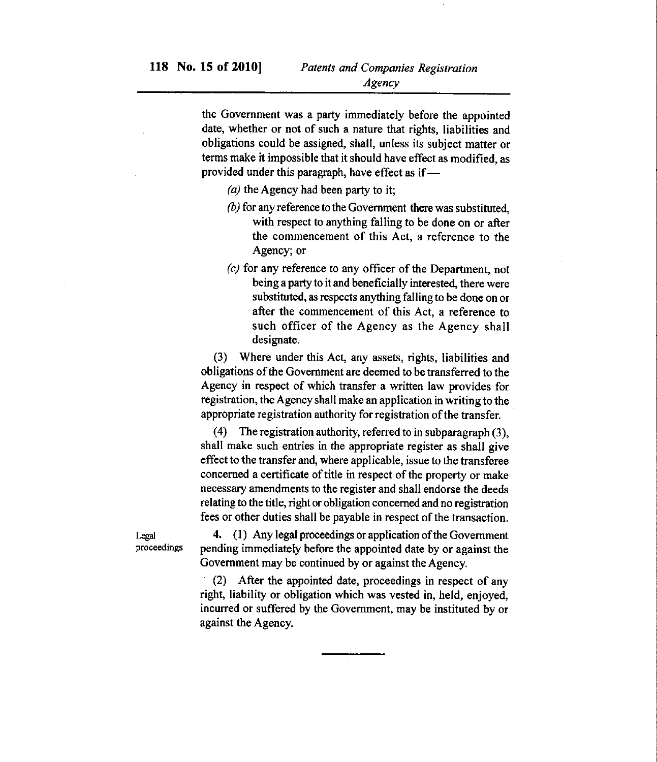the Government was a party immediately before the appointed date, whether or not of such a nature that rights, liabilities and obligations could be assigned, shall, unless its subject matter or terms make it impossible that it should have effect as modified, as provided under this paragraph, have effect as if—

*(a)* the Agency had been party to it;

*(b)* for any reference to the Government there was substituted, with respect to anything falling to be done on or after the commencement of this Act, a reference to the Agency; or

*(c)* for any reference to any officer of the Department, not being a party to it and beneficially interested, there were substituted, as respects anything falling to be done on or after the commencement of this Act, a reference to such officer of the Agency as the Agency shall designate.

(3) Where under this Act, any assets, rights, liabilities and obligations of the Government are deemed to be transferred to the Agency in respect of which transfer a written law provides for registration, the Agency shall make an application in writing to the appropriate registration authority for registration of the transfer.

(4) The registration authority, referred to in subparagraph (3), shall make such entries in the appropriate register as shall give effect to the transfer and, where applicable, issue to the transferee concerned a certificate of title in respect of the property or make necessary amendments to the register and shall endorse the deeds relating to the title, right or obligation concerned and no registration fees or other duties shall be payable in respect of the transaction.

Legal proceedings

**4.** (1) Any legal proceedings or application of the Government pending immediately before the appointed date by or against the Government may be continued by or against the Agency.

(2) After the appointed date, proceedings in respect of any right, liability or obligation which was vested in, held, enjoyed, incurred or suffered by the Government, may be instituted by or against the Agency.